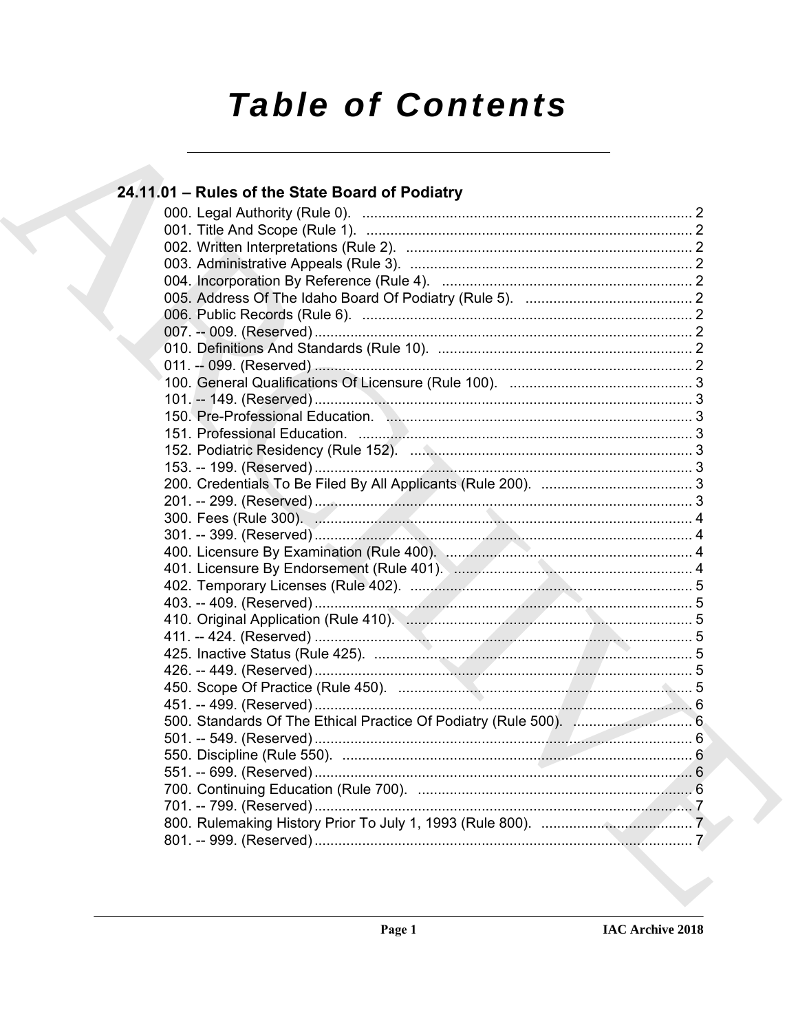# Table of Contents

## 24.11.01 – Rules of the State Board of Podiatry

000. Legal Authority (Rule 0). ... 2
001. Title And Scope (Rule 1). ... 2
002. Written Interpretations (Rule 2). ... 2
003. Administrative Appeals (Rule 3). ... 2
004. Incorporation By Reference (Rule 4). ... 2
005. Address Of The Idaho Board Of Podiatry (Rule 5). ... 2
006. Public Records (Rule 6). ... 2
007. -- 009. (Reserved) ... 2
010. Definitions And Standards (Rule 10). ... 2
011. -- 099. (Reserved) ... 2
100. General Qualifications Of Licensure (Rule 100). ... 3
101. -- 149. (Reserved) ... 3
150. Pre-Professional Education. ... 3
151. Professional Education. ... 3
152. Podiatric Residency (Rule 152). ... 3
153. -- 199. (Reserved) ... 3
200. Credentials To Be Filed By All Applicants (Rule 200). ... 3
201. -- 299. (Reserved) ... 3
300. Fees (Rule 300). ... 4
301. -- 399. (Reserved) ... 4
400. Licensure By Examination (Rule 400). ... 4
401. Licensure By Endorsement (Rule 401). ... 4
402. Temporary Licenses (Rule 402). ... 5
403. -- 409. (Reserved) ... 5
410. Original Application (Rule 410). ... 5
411. -- 424. (Reserved) ... 5
425. Inactive Status (Rule 425). ... 5
426. -- 449. (Reserved) ... 5
450. Scope Of Practice (Rule 450). ... 5
451. -- 499. (Reserved) ... 6
500. Standards Of The Ethical Practice Of Podiatry (Rule 500). ... 6
501. -- 549. (Reserved) ... 6
550. Discipline (Rule 550). ... 6
551. -- 699. (Reserved) ... 6
700. Continuing Education (Rule 700). ... 6
701. -- 799. (Reserved) ... 7
800. Rulemaking History Prior To July 1, 1993 (Rule 800). ... 7
801. -- 999. (Reserved) ... 7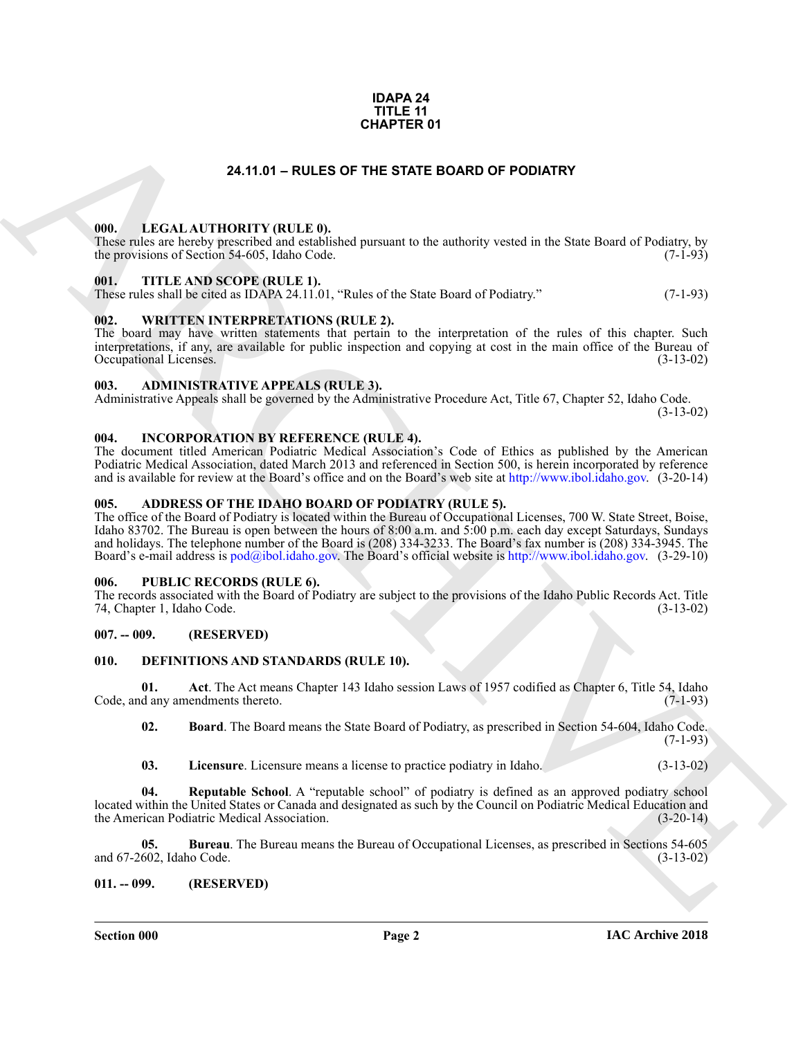**IDAPA 24**
**TITLE 11**
**CHAPTER 01**

# 24.11.01 – RULES OF THE STATE BOARD OF PODIATRY

### 000. LEGAL AUTHORITY (RULE 0).

These rules are hereby prescribed and established pursuant to the authority vested in the State Board of Podiatry, by the provisions of Section 54-605, Idaho Code. (7-1-93)

### 001. TITLE AND SCOPE (RULE 1).

These rules shall be cited as IDAPA 24.11.01, "Rules of the State Board of Podiatry." (7-1-93)

### 002. WRITTEN INTERPRETATIONS (RULE 2).

The board may have written statements that pertain to the interpretation of the rules of this chapter. Such interpretations, if any, are available for public inspection and copying at cost in the main office of the Bureau of Occupational Licenses. (3-13-02)

### 003. ADMINISTRATIVE APPEALS (RULE 3).

Administrative Appeals shall be governed by the Administrative Procedure Act, Title 67, Chapter 52, Idaho Code. (3-13-02)

### 004. INCORPORATION BY REFERENCE (RULE 4).

The document titled American Podiatric Medical Association's Code of Ethics as published by the American Podiatric Medical Association, dated March 2013 and referenced in Section 500, is herein incorporated by reference and is available for review at the Board's office and on the Board's web site at http://www.ibol.idaho.gov. (3-20-14)

### 005. ADDRESS OF THE IDAHO BOARD OF PODIATRY (RULE 5).

The office of the Board of Podiatry is located within the Bureau of Occupational Licenses, 700 W. State Street, Boise, Idaho 83702. The Bureau is open between the hours of 8:00 a.m. and 5:00 p.m. each day except Saturdays, Sundays and holidays. The telephone number of the Board is (208) 334-3233. The Board's fax number is (208) 334-3945. The Board's e-mail address is pod@ibol.idaho.gov. The Board's official website is http://www.ibol.idaho.gov. (3-29-10)

### 006. PUBLIC RECORDS (RULE 6).

The records associated with the Board of Podiatry are subject to the provisions of the Idaho Public Records Act. Title 74, Chapter 1, Idaho Code. (3-13-02)

### 007. -- 009. (RESERVED)

### 010. DEFINITIONS AND STANDARDS (RULE 10).

**01. Act**. The Act means Chapter 143 Idaho session Laws of 1957 codified as Chapter 6, Title 54, Idaho Code, and any amendments thereto. (7-1-93)

**02. Board**. The Board means the State Board of Podiatry, as prescribed in Section 54-604, Idaho Code. (7-1-93)

**03. Licensure**. Licensure means a license to practice podiatry in Idaho. (3-13-02)

**04. Reputable School**. A "reputable school" of podiatry is defined as an approved podiatry school located within the United States or Canada and designated as such by the Council on Podiatric Medical Education and the American Podiatric Medical Association. (3-20-14)

**05. Bureau**. The Bureau means the Bureau of Occupational Licenses, as prescribed in Sections 54-605 and 67-2602, Idaho Code. (3-13-02)

### 011. -- 099. (RESERVED)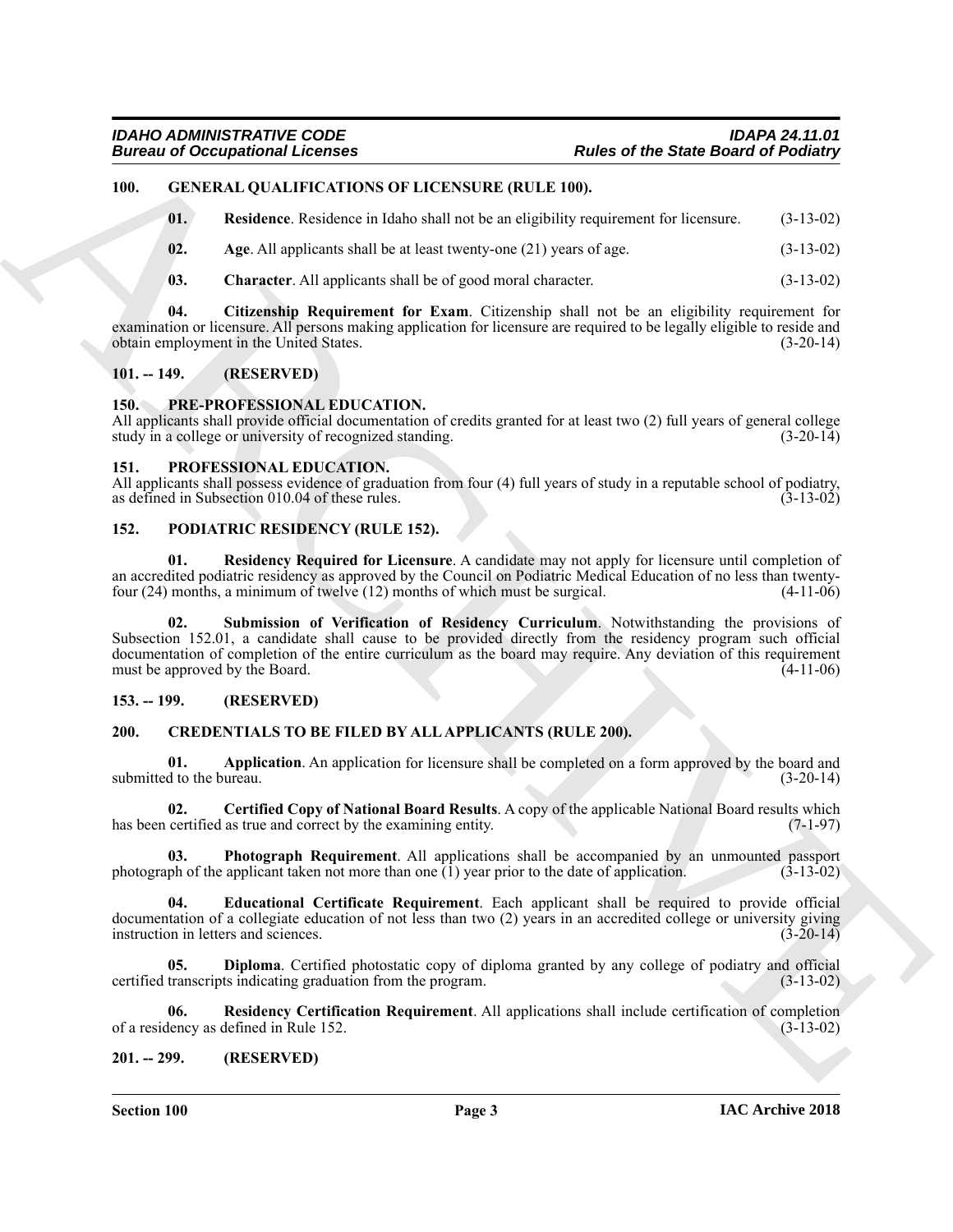## 100. GENERAL QUALIFICATIONS OF LICENSURE (RULE 100).

**01. Residence**. Residence in Idaho shall not be an eligibility requirement for licensure. (3-13-02)

**02. Age**. All applicants shall be at least twenty-one (21) years of age. (3-13-02)

**03. Character**. All applicants shall be of good moral character. (3-13-02)

**04. Citizenship Requirement for Exam**. Citizenship shall not be an eligibility requirement for examination or licensure. All persons making application for licensure are required to be legally eligible to reside and obtain employment in the United States. (3-20-14)

## 101. -- 149. (RESERVED)

## 150. PRE-PROFESSIONAL EDUCATION.

All applicants shall provide official documentation of credits granted for at least two (2) full years of general college study in a college or university of recognized standing. (3-20-14)

## 151. PROFESSIONAL EDUCATION.

All applicants shall possess evidence of graduation from four (4) full years of study in a reputable school of podiatry, as defined in Subsection 010.04 of these rules. (3-13-02)

## 152. PODIATRIC RESIDENCY (RULE 152).

**01. Residency Required for Licensure**. A candidate may not apply for licensure until completion of an accredited podiatric residency as approved by the Council on Podiatric Medical Education of no less than twenty-four (24) months, a minimum of twelve (12) months of which must be surgical. (4-11-06)

**02. Submission of Verification of Residency Curriculum**. Notwithstanding the provisions of Subsection 152.01, a candidate shall cause to be provided directly from the residency program such official documentation of completion of the entire curriculum as the board may require. Any deviation of this requirement must be approved by the Board. (4-11-06)

## 153. -- 199. (RESERVED)

## 200. CREDENTIALS TO BE FILED BY ALL APPLICANTS (RULE 200).

**01. Application**. An application for licensure shall be completed on a form approved by the board and submitted to the bureau. (3-20-14)

**02. Certified Copy of National Board Results**. A copy of the applicable National Board results which has been certified as true and correct by the examining entity. (7-1-97)

**03. Photograph Requirement**. All applications shall be accompanied by an unmounted passport photograph of the applicant taken not more than one (1) year prior to the date of application. (3-13-02)

**04. Educational Certificate Requirement**. Each applicant shall be required to provide official documentation of a collegiate education of not less than two (2) years in an accredited college or university giving instruction in letters and sciences. (3-20-14)

**05. Diploma**. Certified photostatic copy of diploma granted by any college of podiatry and official certified transcripts indicating graduation from the program. (3-13-02)

**06. Residency Certification Requirement**. All applications shall include certification of completion of a residency as defined in Rule 152. (3-13-02)

## 201. -- 299. (RESERVED)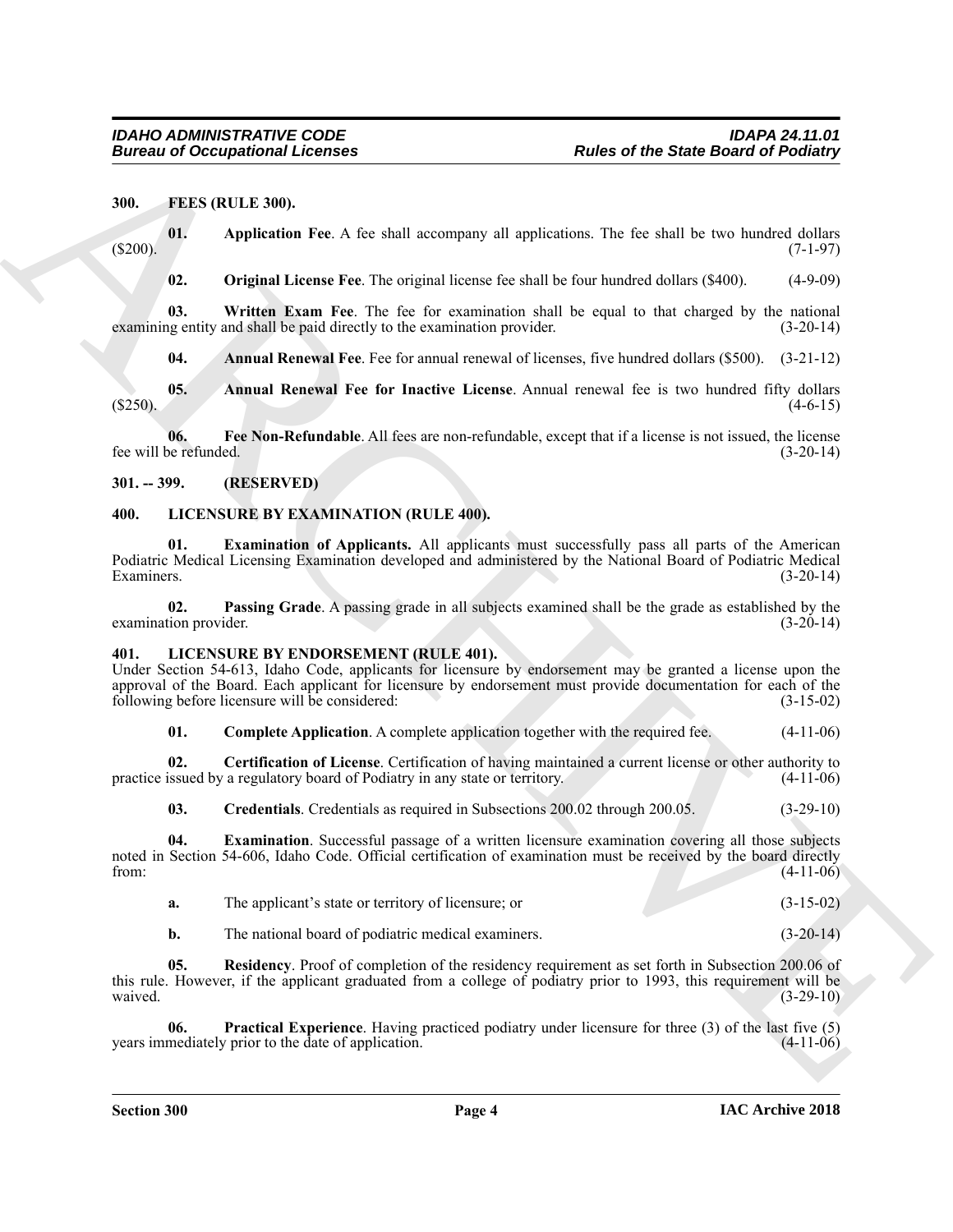**300. FEES (RULE 300).**

**01. Application Fee**. A fee shall accompany all applications. The fee shall be two hundred dollars ($200). (7-1-97)

**02. Original License Fee**. The original license fee shall be four hundred dollars ($400). (4-9-09)

**03. Written Exam Fee**. The fee for examination shall be equal to that charged by the national examining entity and shall be paid directly to the examination provider. (3-20-14)

**04. Annual Renewal Fee**. Fee for annual renewal of licenses, five hundred dollars ($500). (3-21-12)

**05. Annual Renewal Fee for Inactive License**. Annual renewal fee is two hundred fifty dollars ($250). (4-6-15)

**06. Fee Non-Refundable**. All fees are non-refundable, except that if a license is not issued, the license fee will be refunded. (3-20-14)

**301. -- 399. (RESERVED)**

**400. LICENSURE BY EXAMINATION (RULE 400).**

**01. Examination of Applicants.** All applicants must successfully pass all parts of the American Podiatric Medical Licensing Examination developed and administered by the National Board of Podiatric Medical Examiners. (3-20-14)

**02. Passing Grade**. A passing grade in all subjects examined shall be the grade as established by the examination provider. (3-20-14)

**401. LICENSURE BY ENDORSEMENT (RULE 401).**

Under Section 54-613, Idaho Code, applicants for licensure by endorsement may be granted a license upon the approval of the Board. Each applicant for licensure by endorsement must provide documentation for each of the following before licensure will be considered: (3-15-02)

**01. Complete Application**. A complete application together with the required fee. (4-11-06)

**02. Certification of License**. Certification of having maintained a current license or other authority to practice issued by a regulatory board of Podiatry in any state or territory. (4-11-06)

**03. Credentials**. Credentials as required in Subsections 200.02 through 200.05. (3-29-10)

**04. Examination**. Successful passage of a written licensure examination covering all those subjects noted in Section 54-606, Idaho Code. Official certification of examination must be received by the board directly from: (4-11-06)

**a.** The applicant's state or territory of licensure; or (3-15-02)

**b.** The national board of podiatric medical examiners. (3-20-14)

**05. Residency**. Proof of completion of the residency requirement as set forth in Subsection 200.06 of this rule. However, if the applicant graduated from a college of podiatry prior to 1993, this requirement will be waived. (3-29-10)

**06. Practical Experience**. Having practiced podiatry under licensure for three (3) of the last five (5) years immediately prior to the date of application. (4-11-06)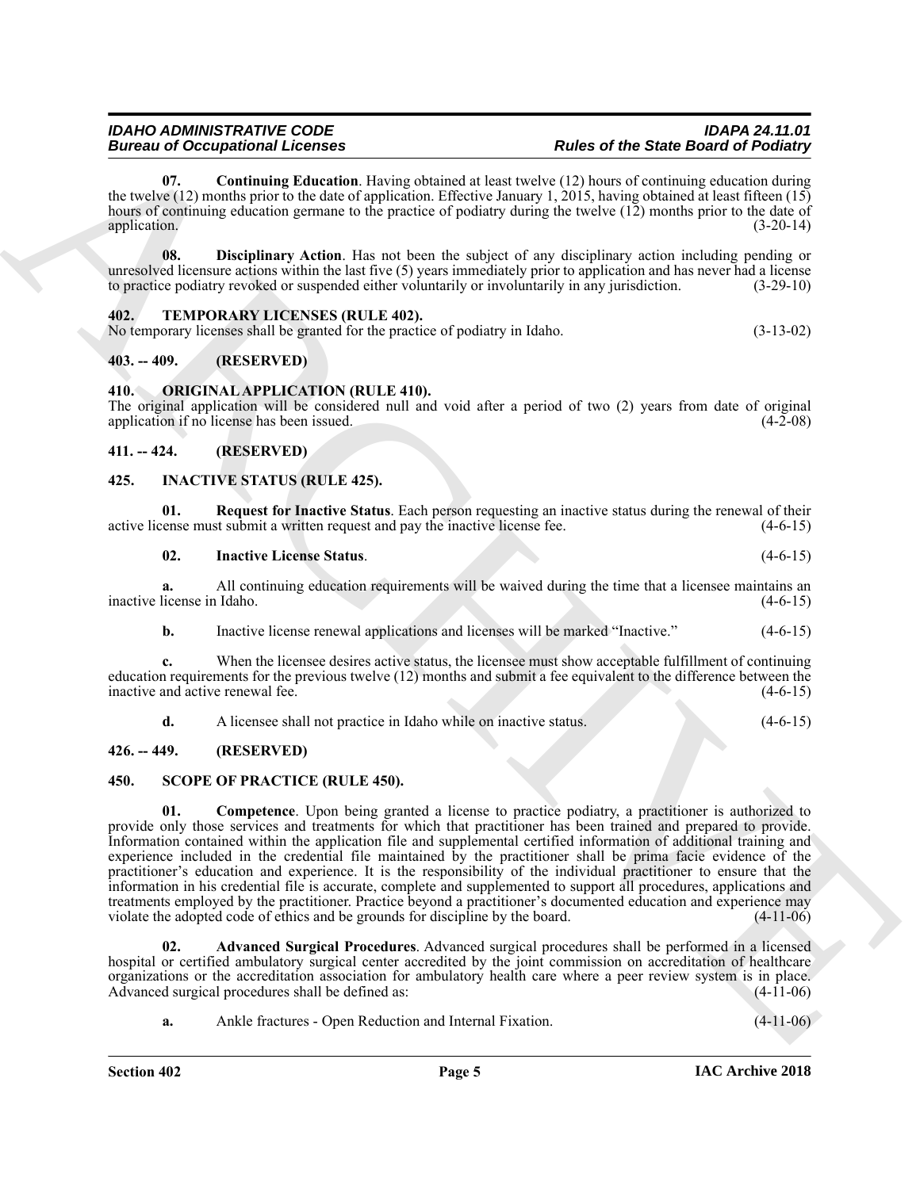**07. Continuing Education**. Having obtained at least twelve (12) hours of continuing education during the twelve (12) months prior to the date of application. Effective January 1, 2015, having obtained at least fifteen (15) hours of continuing education germane to the practice of podiatry during the twelve (12) months prior to the date of application. (3-20-14)

**08. Disciplinary Action**. Has not been the subject of any disciplinary action including pending or unresolved licensure actions within the last five (5) years immediately prior to application and has never had a license to practice podiatry revoked or suspended either voluntarily or involuntarily in any jurisdiction. (3-29-10)

## 402. TEMPORARY LICENSES (RULE 402).

No temporary licenses shall be granted for the practice of podiatry in Idaho. (3-13-02)

## 403. -- 409. (RESERVED)

## 410. ORIGINAL APPLICATION (RULE 410).

The original application will be considered null and void after a period of two (2) years from date of original application if no license has been issued. (4-2-08)

## 411. -- 424. (RESERVED)

## 425. INACTIVE STATUS (RULE 425).

**01. Request for Inactive Status**. Each person requesting an inactive status during the renewal of their active license must submit a written request and pay the inactive license fee. (4-6-15)

**02. Inactive License Status**. (4-6-15)

**a.** All continuing education requirements will be waived during the time that a licensee maintains an inactive license in Idaho. (4-6-15)

**b.** Inactive license renewal applications and licenses will be marked "Inactive." (4-6-15)

**c.** When the licensee desires active status, the licensee must show acceptable fulfillment of continuing education requirements for the previous twelve (12) months and submit a fee equivalent to the difference between the inactive and active renewal fee. (4-6-15)

**d.** A licensee shall not practice in Idaho while on inactive status. (4-6-15)

## 426. -- 449. (RESERVED)

## 450. SCOPE OF PRACTICE (RULE 450).

**01. Competence**. Upon being granted a license to practice podiatry, a practitioner is authorized to provide only those services and treatments for which that practitioner has been trained and prepared to provide. Information contained within the application file and supplemental certified information of additional training and experience included in the credential file maintained by the practitioner shall be prima facie evidence of the practitioner's education and experience. It is the responsibility of the individual practitioner to ensure that the information in his credential file is accurate, complete and supplemented to support all procedures, applications and treatments employed by the practitioner. Practice beyond a practitioner's documented education and experience may violate the adopted code of ethics and be grounds for discipline by the board. (4-11-06)

**02. Advanced Surgical Procedures**. Advanced surgical procedures shall be performed in a licensed hospital or certified ambulatory surgical center accredited by the joint commission on accreditation of healthcare organizations or the accreditation association for ambulatory health care where a peer review system is in place. Advanced surgical procedures shall be defined as: (4-11-06)

**a.** Ankle fractures - Open Reduction and Internal Fixation. (4-11-06)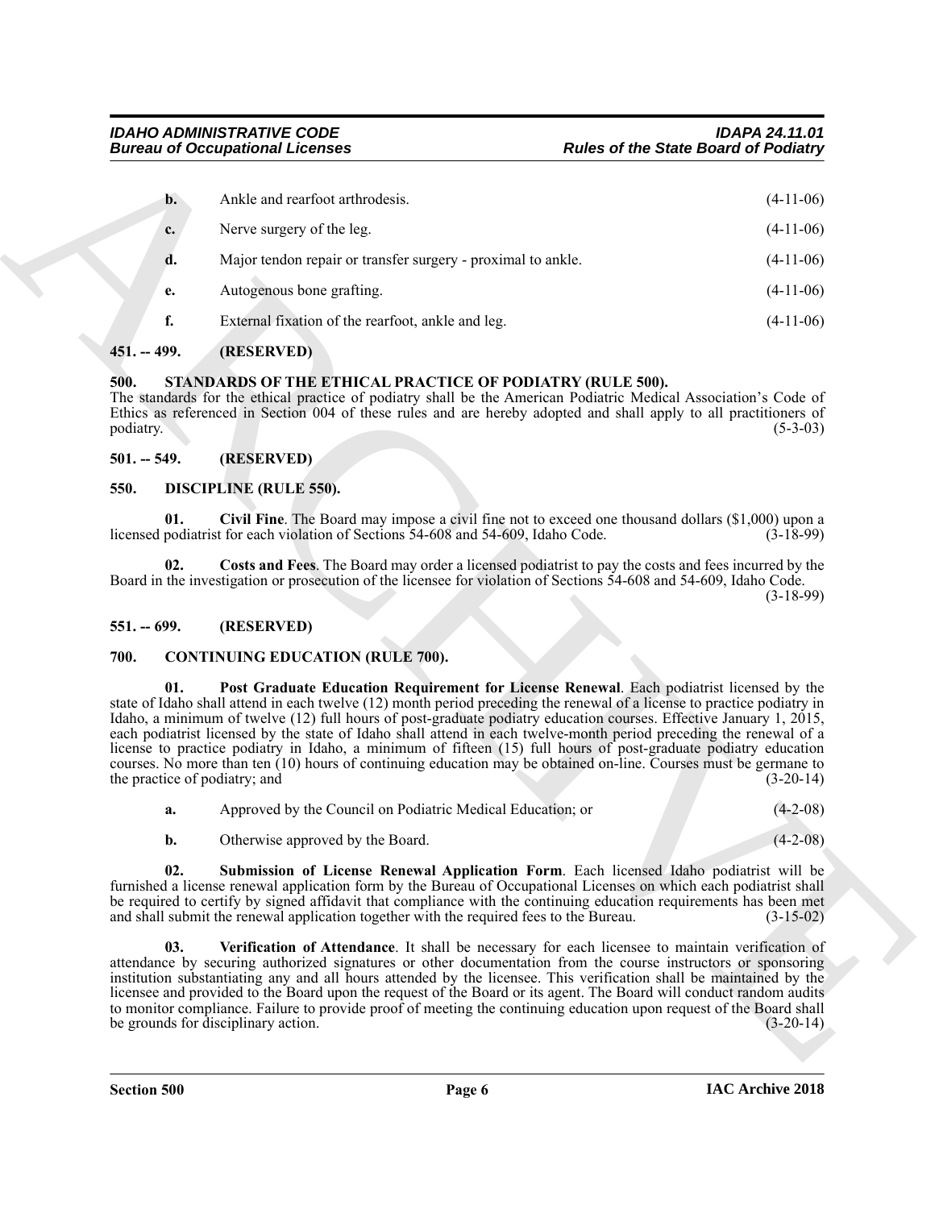**b.** Ankle and rearfoot arthrodesis. (4-11-06)

**c.** Nerve surgery of the leg. (4-11-06)

**d.** Major tendon repair or transfer surgery - proximal to ankle. (4-11-06)

**e.** Autogenous bone grafting. (4-11-06)

**f.** External fixation of the rearfoot, ankle and leg. (4-11-06)

## 451. -- 499. (RESERVED)

## 500. STANDARDS OF THE ETHICAL PRACTICE OF PODIATRY (RULE 500).

The standards for the ethical practice of podiatry shall be the American Podiatric Medical Association's Code of Ethics as referenced in Section 004 of these rules and are hereby adopted and shall apply to all practitioners of podiatry. (5-3-03)

## 501. -- 549. (RESERVED)

## 550. DISCIPLINE (RULE 550).

**01. Civil Fine**. The Board may impose a civil fine not to exceed one thousand dollars ($1,000) upon a licensed podiatrist for each violation of Sections 54-608 and 54-609, Idaho Code. (3-18-99)

**02. Costs and Fees**. The Board may order a licensed podiatrist to pay the costs and fees incurred by the Board in the investigation or prosecution of the licensee for violation of Sections 54-608 and 54-609, Idaho Code. (3-18-99)

## 551. -- 699. (RESERVED)

## 700. CONTINUING EDUCATION (RULE 700).

**01. Post Graduate Education Requirement for License Renewal**. Each podiatrist licensed by the state of Idaho shall attend in each twelve (12) month period preceding the renewal of a license to practice podiatry in Idaho, a minimum of twelve (12) full hours of post-graduate podiatry education courses. Effective January 1, 2015, each podiatrist licensed by the state of Idaho shall attend in each twelve-month period preceding the renewal of a license to practice podiatry in Idaho, a minimum of fifteen (15) full hours of post-graduate podiatry education courses. No more than ten (10) hours of continuing education may be obtained on-line. Courses must be germane to the practice of podiatry; and (3-20-14)

**a.** Approved by the Council on Podiatric Medical Education; or (4-2-08)

**b.** Otherwise approved by the Board. (4-2-08)

**02. Submission of License Renewal Application Form**. Each licensed Idaho podiatrist will be furnished a license renewal application form by the Bureau of Occupational Licenses on which each podiatrist shall be required to certify by signed affidavit that compliance with the continuing education requirements has been met and shall submit the renewal application together with the required fees to the Bureau. (3-15-02)

**03. Verification of Attendance**. It shall be necessary for each licensee to maintain verification of attendance by securing authorized signatures or other documentation from the course instructors or sponsoring institution substantiating any and all hours attended by the licensee. This verification shall be maintained by the licensee and provided to the Board upon the request of the Board or its agent. The Board will conduct random audits to monitor compliance. Failure to provide proof of meeting the continuing education upon request of the Board shall be grounds for disciplinary action. (3-20-14)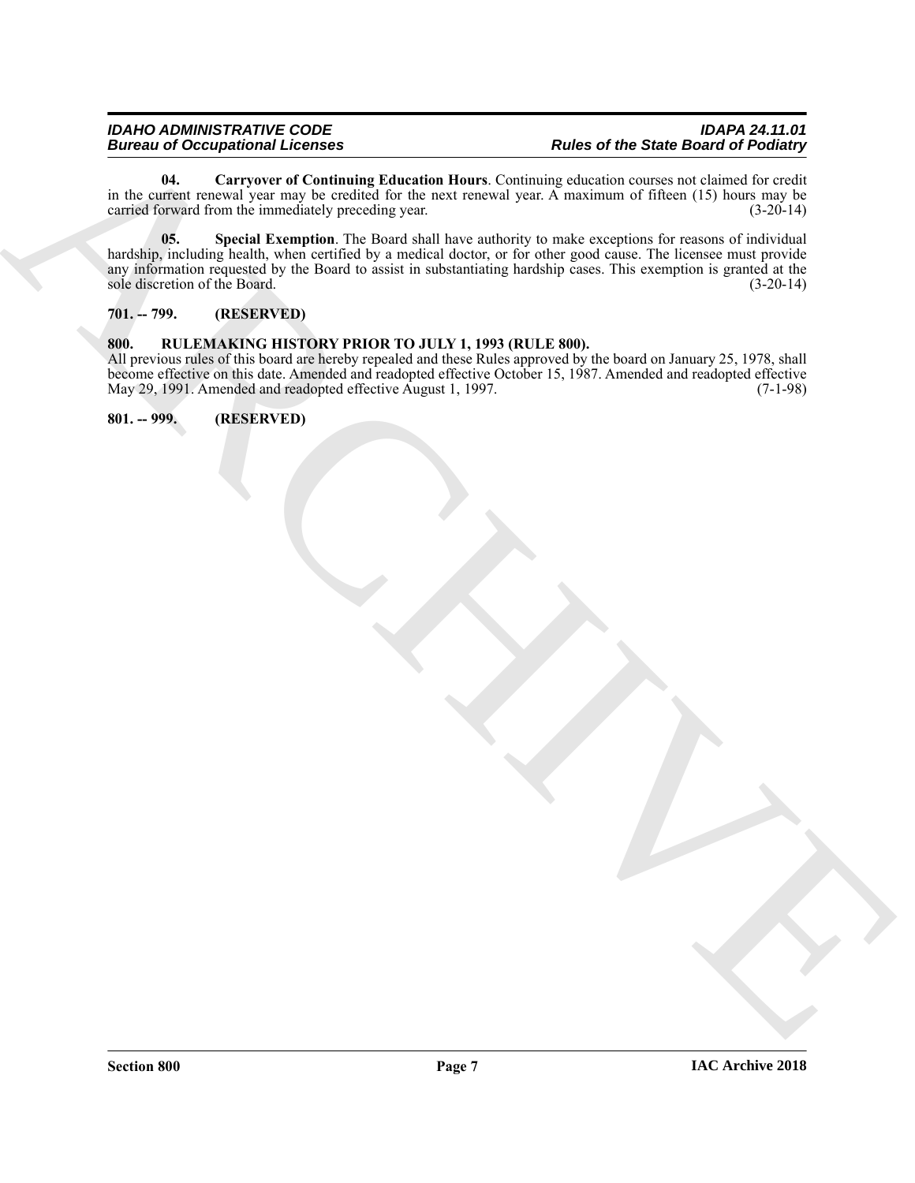**04. Carryover of Continuing Education Hours**. Continuing education courses not claimed for credit in the current renewal year may be credited for the next renewal year. A maximum of fifteen (15) hours may be carried forward from the immediately preceding year. (3-20-14)

**05. Special Exemption**. The Board shall have authority to make exceptions for reasons of individual hardship, including health, when certified by a medical doctor, or for other good cause. The licensee must provide any information requested by the Board to assist in substantiating hardship cases. This exemption is granted at the sole discretion of the Board. (3-20-14)

**701. -- 799. (RESERVED)**

**800. RULEMAKING HISTORY PRIOR TO JULY 1, 1993 (RULE 800).**

All previous rules of this board are hereby repealed and these Rules approved by the board on January 25, 1978, shall become effective on this date. Amended and readopted effective October 15, 1987. Amended and readopted effective May 29, 1991. Amended and readopted effective August 1, 1997. (7-1-98)

**801. -- 999. (RESERVED)**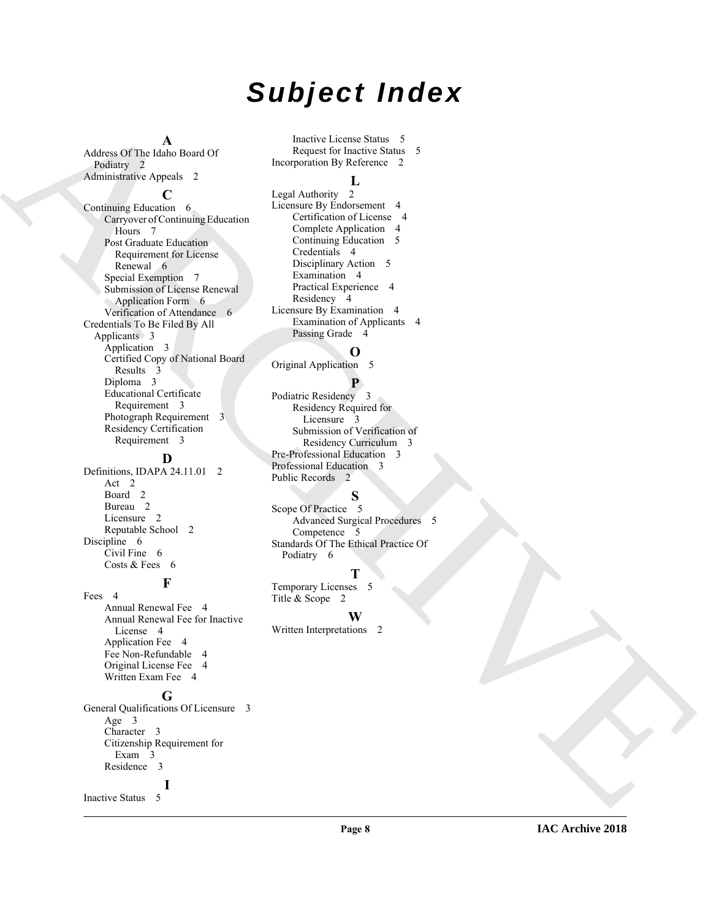# *Subject Index*

**A**

Address Of The Idaho Board Of Podiatry 2
Administrative Appeals 2

**C**

Continuing Education 6
- Carryover of Continuing Education Hours 7
- Post Graduate Education Requirement for License Renewal 6
- Special Exemption 7
- Submission of License Renewal Application Form 6
- Verification of Attendance 6

Credentials To Be Filed By All Applicants 3
- Application 3
- Certified Copy of National Board Results 3
- Diploma 3
- Educational Certificate Requirement 3
- Photograph Requirement 3
- Residency Certification Requirement 3

**D**

Definitions, IDAPA 24.11.01 2
- Act 2
- Board 2
- Bureau 2
- Licensure 2
- Reputable School 2

Discipline 6
- Civil Fine 6
- Costs & Fees 6

**F**

Fees 4
- Annual Renewal Fee 4
- Annual Renewal Fee for Inactive License 4
- Application Fee 4
- Fee Non-Refundable 4
- Original License Fee 4
- Written Exam Fee 4

**G**

General Qualifications Of Licensure 3
- Age 3
- Character 3
- Citizenship Requirement for Exam 3
- Residence 3

**I**

Inactive Status 5
- Inactive License Status 5
- Request for Inactive Status 5

Incorporation By Reference 2

**L**

Legal Authority 2
Licensure By Endorsement 4
- Certification of License 4
- Complete Application 4
- Continuing Education 5
- Credentials 4
- Disciplinary Action 5
- Examination 4
- Practical Experience 4
- Residency 4

Licensure By Examination 4
- Examination of Applicants 4
- Passing Grade 4

**O**

Original Application 5

**P**

Podiatric Residency 3
- Residency Required for Licensure 3
- Submission of Verification of Residency Curriculum 3

Pre-Professional Education 3
Professional Education 3
Public Records 2

**S**

Scope Of Practice 5
- Advanced Surgical Procedures 5
- Competence 5

Standards Of The Ethical Practice Of Podiatry 6

**T**

Temporary Licenses 5
Title & Scope 2

**W**

Written Interpretations 2